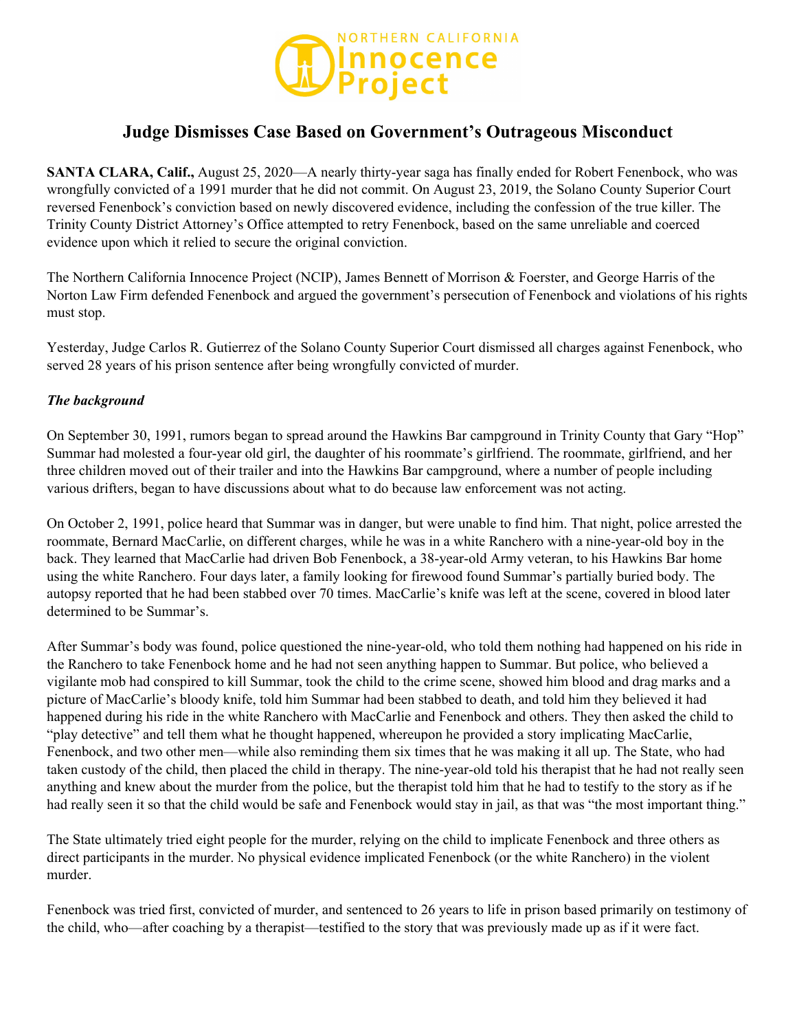NORTHERN CALIFORNIA Innocence Project

# Judge Dismisses Case Based on Government's Outrageous Misconduct

**SANTA CLARA, Calif.,** August 25, 2020—A nearly thirty-year saga has finally ended for Robert Fenenbock, who was wrongfully convicted of a 1991 murder that he did not commit. On August 23, 2019, the Solano County Superior Court reversed Fenenbock's conviction based on newly discovered evidence, including the confession of the true killer. The Trinity County District Attorney's Office attempted to retry Fenenbock, based on the same unreliable and coerced evidence upon which it relied to secure the original conviction.

The Northern California Innocence Project (NCIP), James Bennett of Morrison & Foerster, and George Harris of the Norton Law Firm defended Fenenbock and argued the government's persecution of Fenenbock and violations of his rights must stop.

Yesterday, Judge Carlos R. Gutierrez of the Solano County Superior Court dismissed all charges against Fenenbock, who served 28 years of his prison sentence after being wrongfully convicted of murder.

***The background***

On September 30, 1991, rumors began to spread around the Hawkins Bar campground in Trinity County that Gary "Hop" Summar had molested a four-year old girl, the daughter of his roommate's girlfriend. The roommate, girlfriend, and her three children moved out of their trailer and into the Hawkins Bar campground, where a number of people including various drifters, began to have discussions about what to do because law enforcement was not acting.

On October 2, 1991, police heard that Summar was in danger, but were unable to find him. That night, police arrested the roommate, Bernard MacCarlie, on different charges, while he was in a white Ranchero with a nine-year-old boy in the back. They learned that MacCarlie had driven Bob Fenenbock, a 38-year-old Army veteran, to his Hawkins Bar home using the white Ranchero. Four days later, a family looking for firewood found Summar's partially buried body. The autopsy reported that he had been stabbed over 70 times. MacCarlie's knife was left at the scene, covered in blood later determined to be Summar's.

After Summar's body was found, police questioned the nine-year-old, who told them nothing had happened on his ride in the Ranchero to take Fenenbock home and he had not seen anything happen to Summar. But police, who believed a vigilante mob had conspired to kill Summar, took the child to the crime scene, showed him blood and drag marks and a picture of MacCarlie's bloody knife, told him Summar had been stabbed to death, and told him they believed it had happened during his ride in the white Ranchero with MacCarlie and Fenenbock and others. They then asked the child to "play detective" and tell them what he thought happened, whereupon he provided a story implicating MacCarlie, Fenenbock, and two other men—while also reminding them six times that he was making it all up. The State, who had taken custody of the child, then placed the child in therapy. The nine-year-old told his therapist that he had not really seen anything and knew about the murder from the police, but the therapist told him that he had to testify to the story as if he had really seen it so that the child would be safe and Fenenbock would stay in jail, as that was "the most important thing."

The State ultimately tried eight people for the murder, relying on the child to implicate Fenenbock and three others as direct participants in the murder. No physical evidence implicated Fenenbock (or the white Ranchero) in the violent murder.

Fenenbock was tried first, convicted of murder, and sentenced to 26 years to life in prison based primarily on testimony of the child, who—after coaching by a therapist—testified to the story that was previously made up as if it were fact.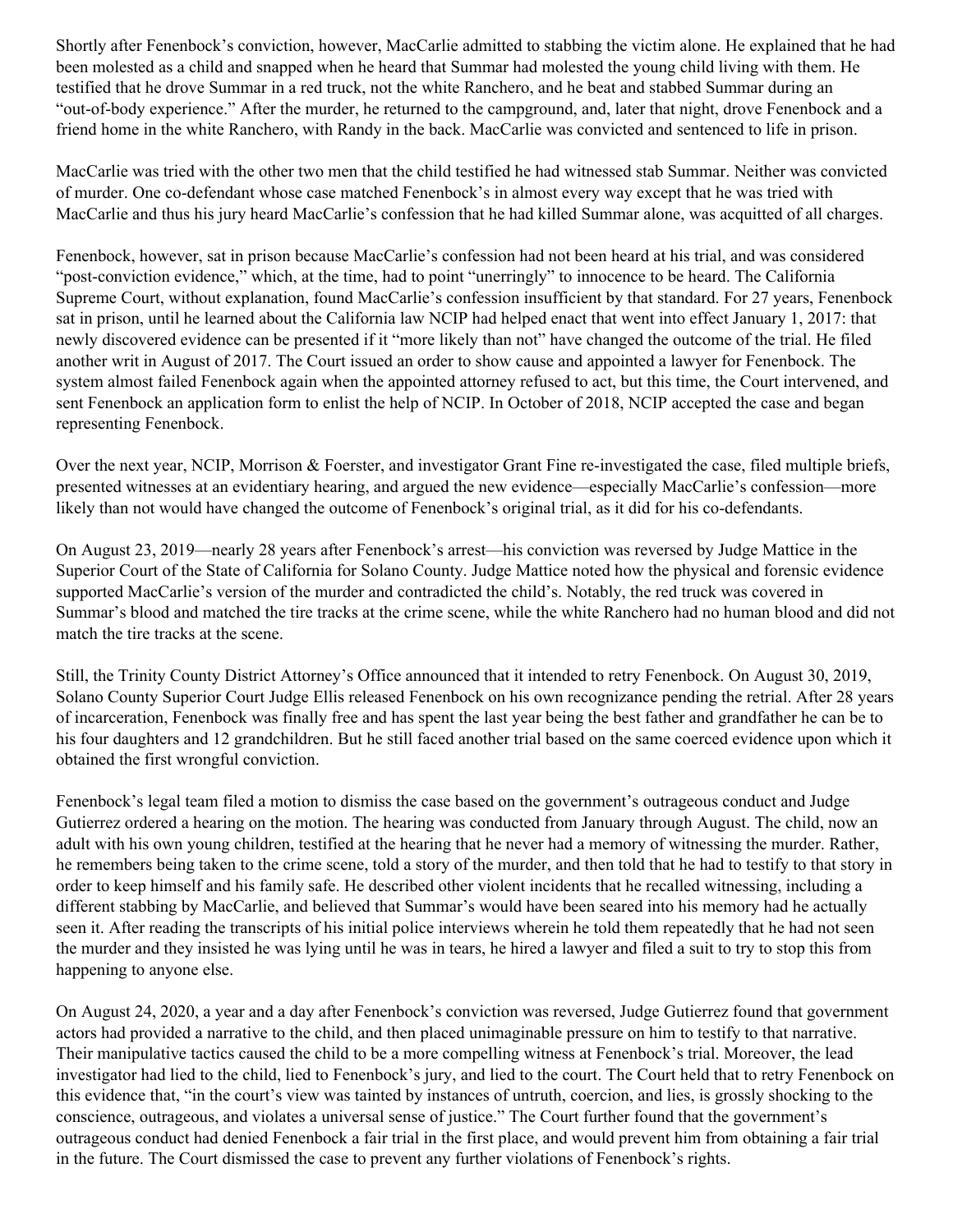Shortly after Fenenbock's conviction, however, MacCarlie admitted to stabbing the victim alone. He explained that he had been molested as a child and snapped when he heard that Summar had molested the young child living with them. He testified that he drove Summar in a red truck, not the white Ranchero, and he beat and stabbed Summar during an "out-of-body experience." After the murder, he returned to the campground, and, later that night, drove Fenenbock and a friend home in the white Ranchero, with Randy in the back. MacCarlie was convicted and sentenced to life in prison.

MacCarlie was tried with the other two men that the child testified he had witnessed stab Summar. Neither was convicted of murder. One co-defendant whose case matched Fenenbock's in almost every way except that he was tried with MacCarlie and thus his jury heard MacCarlie's confession that he had killed Summar alone, was acquitted of all charges.

Fenenbock, however, sat in prison because MacCarlie's confession had not been heard at his trial, and was considered "post-conviction evidence," which, at the time, had to point "unerringly" to innocence to be heard. The California Supreme Court, without explanation, found MacCarlie's confession insufficient by that standard. For 27 years, Fenenbock sat in prison, until he learned about the California law NCIP had helped enact that went into effect January 1, 2017: that newly discovered evidence can be presented if it "more likely than not" have changed the outcome of the trial. He filed another writ in August of 2017. The Court issued an order to show cause and appointed a lawyer for Fenenbock. The system almost failed Fenenbock again when the appointed attorney refused to act, but this time, the Court intervened, and sent Fenenbock an application form to enlist the help of NCIP. In October of 2018, NCIP accepted the case and began representing Fenenbock.

Over the next year, NCIP, Morrison & Foerster, and investigator Grant Fine re-investigated the case, filed multiple briefs, presented witnesses at an evidentiary hearing, and argued the new evidence—especially MacCarlie's confession—more likely than not would have changed the outcome of Fenenbock's original trial, as it did for his co-defendants.

On August 23, 2019—nearly 28 years after Fenenbock's arrest—his conviction was reversed by Judge Mattice in the Superior Court of the State of California for Solano County. Judge Mattice noted how the physical and forensic evidence supported MacCarlie's version of the murder and contradicted the child's. Notably, the red truck was covered in Summar's blood and matched the tire tracks at the crime scene, while the white Ranchero had no human blood and did not match the tire tracks at the scene.

Still, the Trinity County District Attorney's Office announced that it intended to retry Fenenbock. On August 30, 2019, Solano County Superior Court Judge Ellis released Fenenbock on his own recognizance pending the retrial. After 28 years of incarceration, Fenenbock was finally free and has spent the last year being the best father and grandfather he can be to his four daughters and 12 grandchildren. But he still faced another trial based on the same coerced evidence upon which it obtained the first wrongful conviction.

Fenenbock's legal team filed a motion to dismiss the case based on the government's outrageous conduct and Judge Gutierrez ordered a hearing on the motion. The hearing was conducted from January through August. The child, now an adult with his own young children, testified at the hearing that he never had a memory of witnessing the murder. Rather, he remembers being taken to the crime scene, told a story of the murder, and then told that he had to testify to that story in order to keep himself and his family safe. He described other violent incidents that he recalled witnessing, including a different stabbing by MacCarlie, and believed that Summar's would have been seared into his memory had he actually seen it. After reading the transcripts of his initial police interviews wherein he told them repeatedly that he had not seen the murder and they insisted he was lying until he was in tears, he hired a lawyer and filed a suit to try to stop this from happening to anyone else.

On August 24, 2020, a year and a day after Fenenbock's conviction was reversed, Judge Gutierrez found that government actors had provided a narrative to the child, and then placed unimaginable pressure on him to testify to that narrative. Their manipulative tactics caused the child to be a more compelling witness at Fenenbock's trial. Moreover, the lead investigator had lied to the child, lied to Fenenbock's jury, and lied to the court. The Court held that to retry Fenenbock on this evidence that, "in the court's view was tainted by instances of untruth, coercion, and lies, is grossly shocking to the conscience, outrageous, and violates a universal sense of justice." The Court further found that the government's outrageous conduct had denied Fenenbock a fair trial in the first place, and would prevent him from obtaining a fair trial in the future. The Court dismissed the case to prevent any further violations of Fenenbock's rights.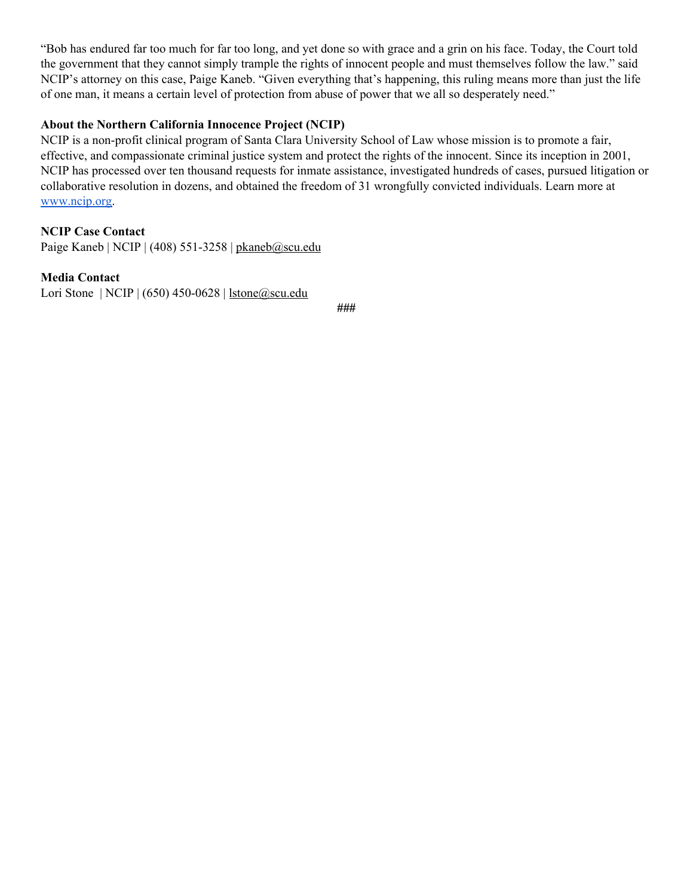"Bob has endured far too much for far too long, and yet done so with grace and a grin on his face. Today, the Court told the government that they cannot simply trample the rights of innocent people and must themselves follow the law." said NCIP's attorney on this case, Paige Kaneb. "Given everything that's happening, this ruling means more than just the life of one man, it means a certain level of protection from abuse of power that we all so desperately need."

**About the Northern California Innocence Project (NCIP)**
NCIP is a non-profit clinical program of Santa Clara University School of Law whose mission is to promote a fair, effective, and compassionate criminal justice system and protect the rights of the innocent. Since its inception in 2001, NCIP has processed over ten thousand requests for inmate assistance, investigated hundreds of cases, pursued litigation or collaborative resolution in dozens, and obtained the freedom of 31 wrongfully convicted individuals. Learn more at [www.ncip.org](http://www.ncip.org).

**NCIP Case Contact**
Paige Kaneb | NCIP | (408) 551-3258 | pkaneb@scu.edu

**Media Contact**
Lori Stone | NCIP | (650) 450-0628 | lstone@scu.edu

###